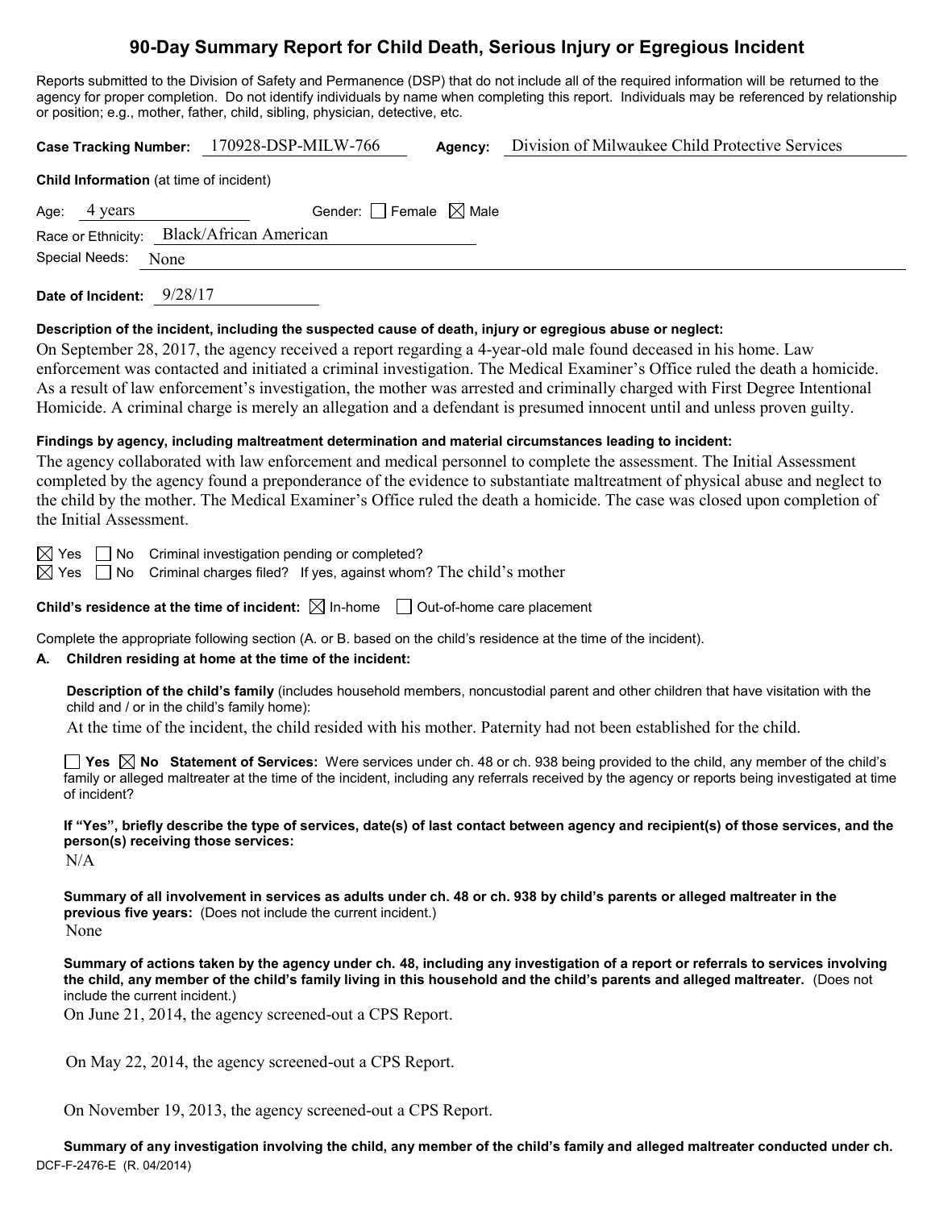# 90-Day Summary Report for Child Death, Serious Injury or Egregious Incident

Reports submitted to the Division of Safety and Permanence (DSP) that do not include all of the required information will be returned to the agency for proper completion. Do not identify individuals by name when completing this report. Individuals may be referenced by relationship or position; e.g., mother, father, child, sibling, physician, detective, etc.

**Case Tracking Number:** 170928-DSP-MILW-766 **Agency:** Division of Milwaukee Child Protective Services

**Child Information** (at time of incident)

Age: 4 years Gender: ☐ Female ☒ Male

Race or Ethnicity: Black/African American

Special Needs: None

**Date of Incident:** 9/28/17

**Description of the incident, including the suspected cause of death, injury or egregious abuse or neglect:**

On September 28, 2017, the agency received a report regarding a 4-year-old male found deceased in his home. Law enforcement was contacted and initiated a criminal investigation. The Medical Examiner's Office ruled the death a homicide. As a result of law enforcement's investigation, the mother was arrested and criminally charged with First Degree Intentional Homicide. A criminal charge is merely an allegation and a defendant is presumed innocent until and unless proven guilty.

**Findings by agency, including maltreatment determination and material circumstances leading to incident:**

The agency collaborated with law enforcement and medical personnel to complete the assessment. The Initial Assessment completed by the agency found a preponderance of the evidence to substantiate maltreatment of physical abuse and neglect to the child by the mother. The Medical Examiner's Office ruled the death a homicide. The case was closed upon completion of the Initial Assessment.

☒ Yes ☐ No Criminal investigation pending or completed?

☒ Yes ☐ No Criminal charges filed? If yes, against whom? The child's mother

**Child's residence at the time of incident:** ☒ In-home ☐ Out-of-home care placement

Complete the appropriate following section (A. or B. based on the child's residence at the time of the incident).

**A. Children residing at home at the time of the incident:**

**Description of the child's family** (includes household members, noncustodial parent and other children that have visitation with the child and / or in the child's family home):

At the time of the incident, the child resided with his mother. Paternity had not been established for the child.

☐ **Yes** ☒ **No Statement of Services:** Were services under ch. 48 or ch. 938 being provided to the child, any member of the child's family or alleged maltreater at the time of the incident, including any referrals received by the agency or reports being investigated at time of incident?

**If "Yes", briefly describe the type of services, date(s) of last contact between agency and recipient(s) of those services, and the person(s) receiving those services:**

N/A

**Summary of all involvement in services as adults under ch. 48 or ch. 938 by child's parents or alleged maltreater in the previous five years:** (Does not include the current incident.)

None

**Summary of actions taken by the agency under ch. 48, including any investigation of a report or referrals to services involving the child, any member of the child's family living in this household and the child's parents and alleged maltreater.** (Does not include the current incident.)

On June 21, 2014, the agency screened-out a CPS Report.

On May 22, 2014, the agency screened-out a CPS Report.

On November 19, 2013, the agency screened-out a CPS Report.

**Summary of any investigation involving the child, any member of the child's family and alleged maltreater conducted under ch.**

DCF-F-2476-E (R. 04/2014)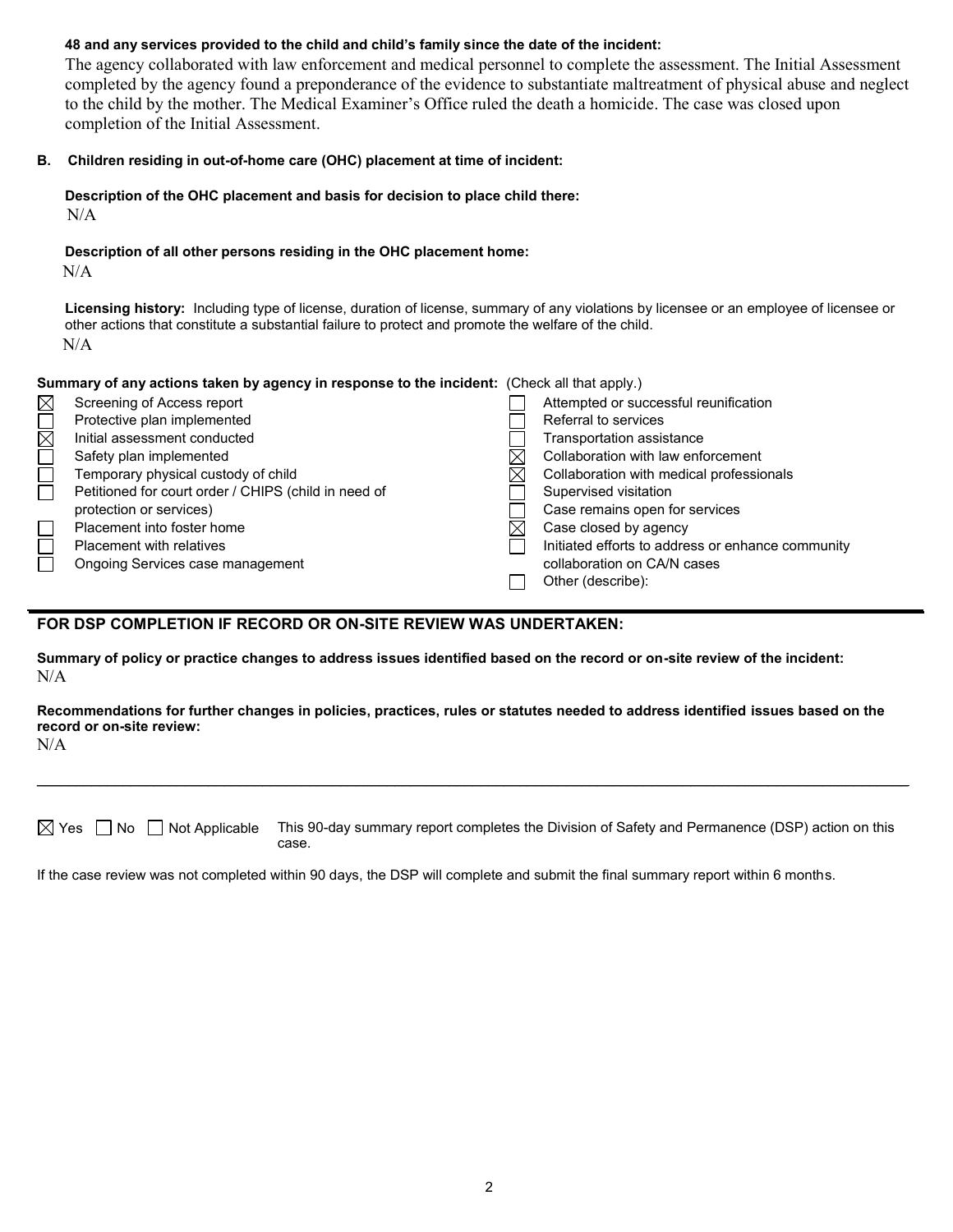**48 and any services provided to the child and child's family since the date of the incident:**

The agency collaborated with law enforcement and medical personnel to complete the assessment. The Initial Assessment completed by the agency found a preponderance of the evidence to substantiate maltreatment of physical abuse and neglect to the child by the mother. The Medical Examiner's Office ruled the death a homicide. The case was closed upon completion of the Initial Assessment.

**B. Children residing in out-of-home care (OHC) placement at time of incident:**

**Description of the OHC placement and basis for decision to place child there:**
N/A

**Description of all other persons residing in the OHC placement home:**
N/A

**Licensing history:** Including type of license, duration of license, summary of any violations by licensee or an employee of licensee or other actions that constitute a substantial failure to protect and promote the welfare of the child.
N/A

**Summary of any actions taken by agency in response to the incident:** (Check all that apply.)

- ☒ Screening of Access report
- ☐ Protective plan implemented
- ☒ Initial assessment conducted
- ☐ Safety plan implemented
- ☐ Temporary physical custody of child
- ☐ Petitioned for court order / CHIPS (child in need of protection or services)
- ☐ Placement into foster home
- ☐ Placement with relatives
- ☐ Ongoing Services case management
- ☐ Attempted or successful reunification
- ☐ Referral to services
- ☐ Transportation assistance
- ☒ Collaboration with law enforcement
- ☒ Collaboration with medical professionals
- ☐ Supervised visitation
- ☐ Case remains open for services
- ☒ Case closed by agency
- ☐ Initiated efforts to address or enhance community collaboration on CA/N cases
- ☐ Other (describe):

## FOR DSP COMPLETION IF RECORD OR ON-SITE REVIEW WAS UNDERTAKEN:

**Summary of policy or practice changes to address issues identified based on the record or on-site review of the incident:**
N/A

**Recommendations for further changes in policies, practices, rules or statutes needed to address identified issues based on the record or on-site review:**
N/A

---

☒ Yes ☐ No ☐ Not Applicable This 90-day summary report completes the Division of Safety and Permanence (DSP) action on this case.

If the case review was not completed within 90 days, the DSP will complete and submit the final summary report within 6 months.